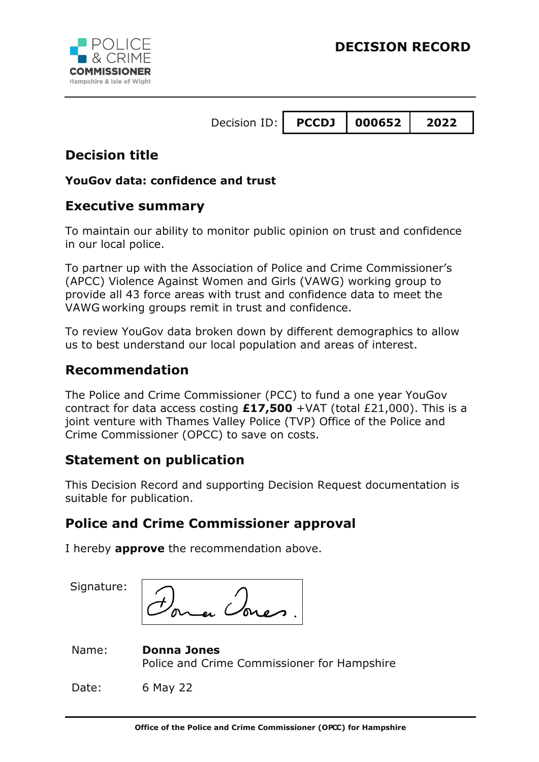POLICE & CRIME COMMISSIONER
Hampshire & Isle of Wight

# DECISION RECORD

| Decision ID: | PCCDJ | 000652 | 2022 |
|---|---|---|---|

## Decision title

**YouGov data: confidence and trust**

## Executive summary

To maintain our ability to monitor public opinion on trust and confidence in our local police.

To partner up with the Association of Police and Crime Commissioner's (APCC) Violence Against Women and Girls (VAWG) working group to provide all 43 force areas with trust and confidence data to meet the VAWG working groups remit in trust and confidence.

To review YouGov data broken down by different demographics to allow us to best understand our local population and areas of interest.

## Recommendation

The Police and Crime Commissioner (PCC) to fund a one year YouGov contract for data access costing **£17,500** +VAT (total £21,000). This is a joint venture with Thames Valley Police (TVP) Office of the Police and Crime Commissioner (OPCC) to save on costs.

## Statement on publication

This Decision Record and supporting Decision Request documentation is suitable for publication.

## Police and Crime Commissioner approval

I hereby **approve** the recommendation above.

Signature: Donna Jones

Name: **Donna Jones**
Police and Crime Commissioner for Hampshire

Date: 6 May 22

Office of the Police and Crime Commissioner (OPCC) for Hampshire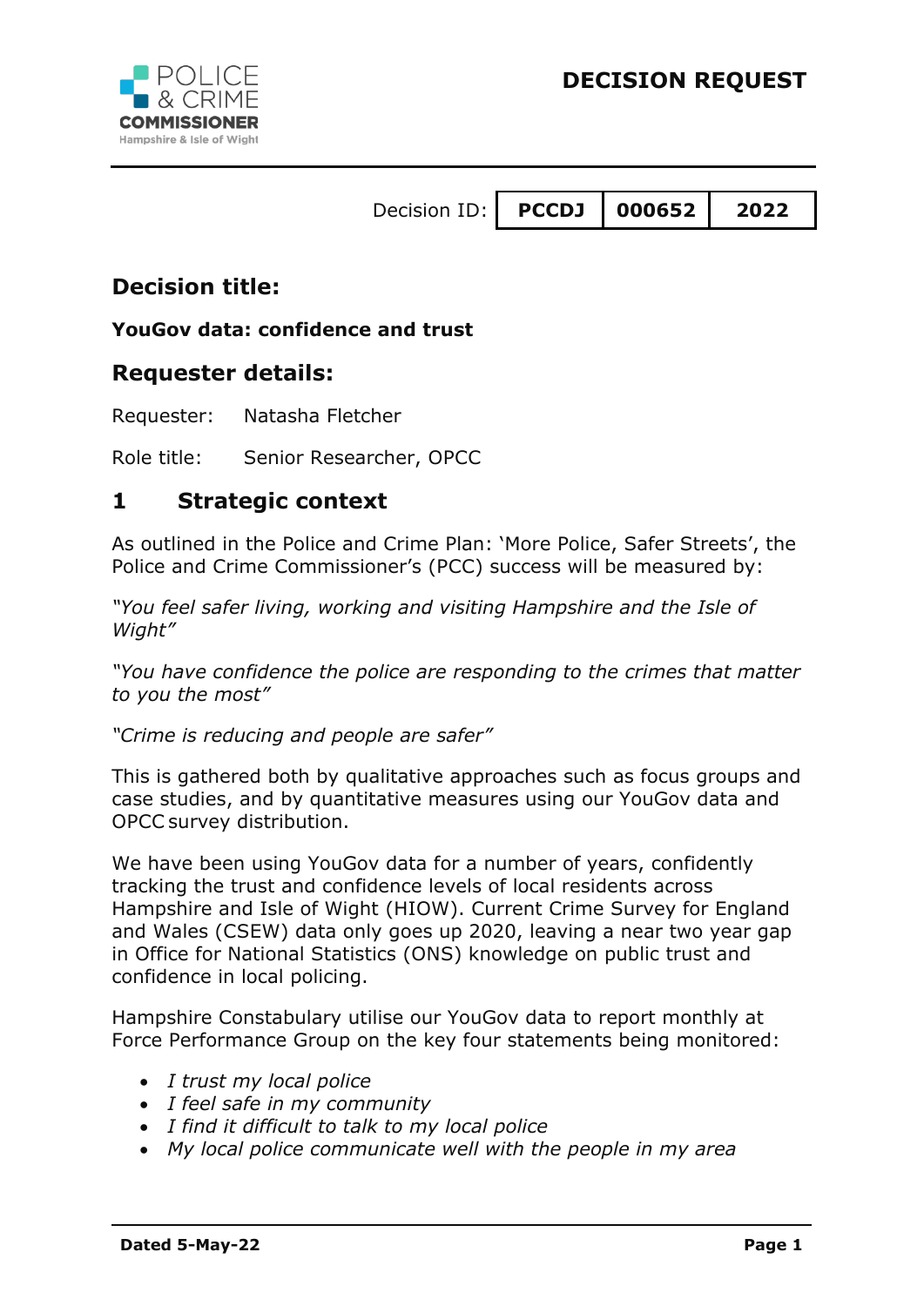**DECISION REQUEST**

| Decision ID: | PCCDJ | 000652 | 2022 |
|---|---|---|---|

## Decision title:

**YouGov data: confidence and trust**

## Requester details:

Requester: Natasha Fletcher

Role title: Senior Researcher, OPCC

## 1 Strategic context

As outlined in the Police and Crime Plan: 'More Police, Safer Streets', the Police and Crime Commissioner's (PCC) success will be measured by:

*"You feel safer living, working and visiting Hampshire and the Isle of Wight"*

*"You have confidence the police are responding to the crimes that matter to you the most"*

*"Crime is reducing and people are safer"*

This is gathered both by qualitative approaches such as focus groups and case studies, and by quantitative measures using our YouGov data and OPCC survey distribution.

We have been using YouGov data for a number of years, confidently tracking the trust and confidence levels of local residents across Hampshire and Isle of Wight (HIOW). Current Crime Survey for England and Wales (CSEW) data only goes up 2020, leaving a near two year gap in Office for National Statistics (ONS) knowledge on public trust and confidence in local policing.

Hampshire Constabulary utilise our YouGov data to report monthly at Force Performance Group on the key four statements being monitored:

- *I trust my local police*
- *I feel safe in my community*
- *I find it difficult to talk to my local police*
- *My local police communicate well with the people in my area*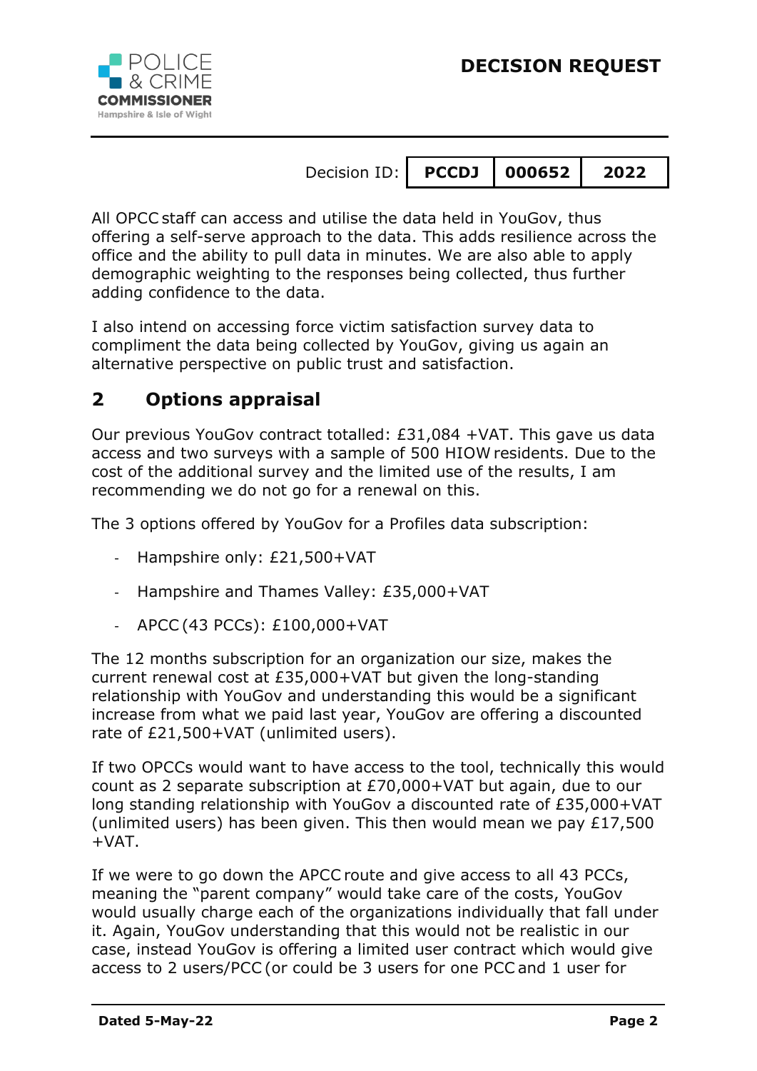All OPCC staff can access and utilise the data held in YouGov, thus offering a self-serve approach to the data. This adds resilience across the office and the ability to pull data in minutes. We are also able to apply demographic weighting to the responses being collected, thus further adding confidence to the data.

I also intend on accessing force victim satisfaction survey data to compliment the data being collected by YouGov, giving us again an alternative perspective on public trust and satisfaction.

## 2 Options appraisal

Our previous YouGov contract totalled: £31,084 +VAT. This gave us data access and two surveys with a sample of 500 HIOW residents. Due to the cost of the additional survey and the limited use of the results, I am recommending we do not go for a renewal on this.

The 3 options offered by YouGov for a Profiles data subscription:

- Hampshire only: £21,500+VAT
- Hampshire and Thames Valley: £35,000+VAT
- APCC (43 PCCs): £100,000+VAT

The 12 months subscription for an organization our size, makes the current renewal cost at £35,000+VAT but given the long-standing relationship with YouGov and understanding this would be a significant increase from what we paid last year, YouGov are offering a discounted rate of £21,500+VAT (unlimited users).

If two OPCCs would want to have access to the tool, technically this would count as 2 separate subscription at £70,000+VAT but again, due to our long standing relationship with YouGov a discounted rate of £35,000+VAT (unlimited users) has been given. This then would mean we pay £17,500 +VAT.

If we were to go down the APCC route and give access to all 43 PCCs, meaning the "parent company" would take care of the costs, YouGov would usually charge each of the organizations individually that fall under it. Again, YouGov understanding that this would not be realistic in our case, instead YouGov is offering a limited user contract which would give access to 2 users/PCC (or could be 3 users for one PCC and 1 user for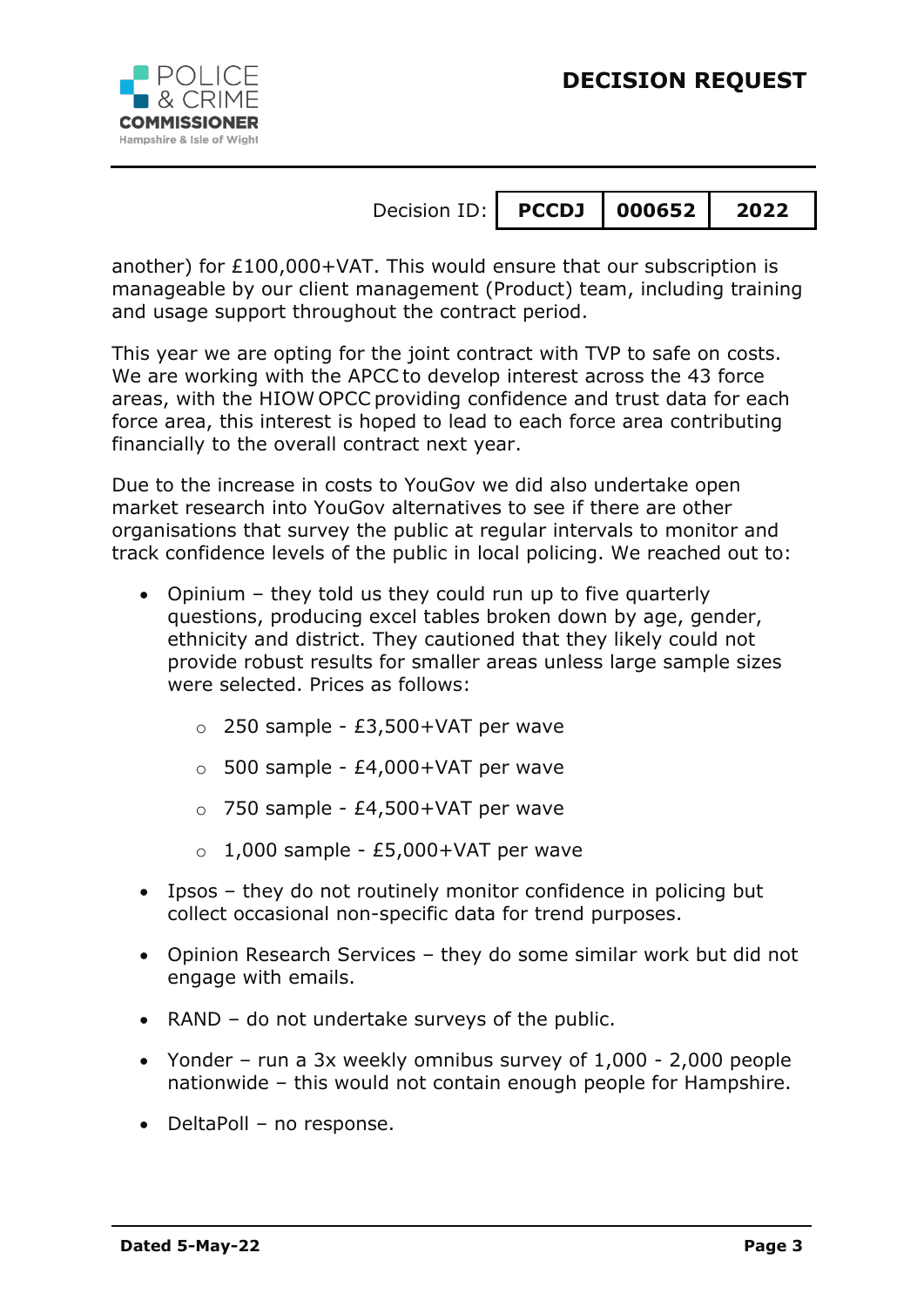another) for £100,000+VAT. This would ensure that our subscription is manageable by our client management (Product) team, including training and usage support throughout the contract period.

This year we are opting for the joint contract with TVP to safe on costs. We are working with the APCC to develop interest across the 43 force areas, with the HIOW OPCC providing confidence and trust data for each force area, this interest is hoped to lead to each force area contributing financially to the overall contract next year.

Due to the increase in costs to YouGov we did also undertake open market research into YouGov alternatives to see if there are other organisations that survey the public at regular intervals to monitor and track confidence levels of the public in local policing. We reached out to:

- Opinium – they told us they could run up to five quarterly questions, producing excel tables broken down by age, gender, ethnicity and district. They cautioned that they likely could not provide robust results for smaller areas unless large sample sizes were selected. Prices as follows:
    - 250 sample - £3,500+VAT per wave
    - 500 sample - £4,000+VAT per wave
    - 750 sample - £4,500+VAT per wave
    - 1,000 sample - £5,000+VAT per wave
- Ipsos – they do not routinely monitor confidence in policing but collect occasional non-specific data for trend purposes.
- Opinion Research Services – they do some similar work but did not engage with emails.
- RAND – do not undertake surveys of the public.
- Yonder – run a 3x weekly omnibus survey of 1,000 - 2,000 people nationwide – this would not contain enough people for Hampshire.
- DeltaPoll – no response.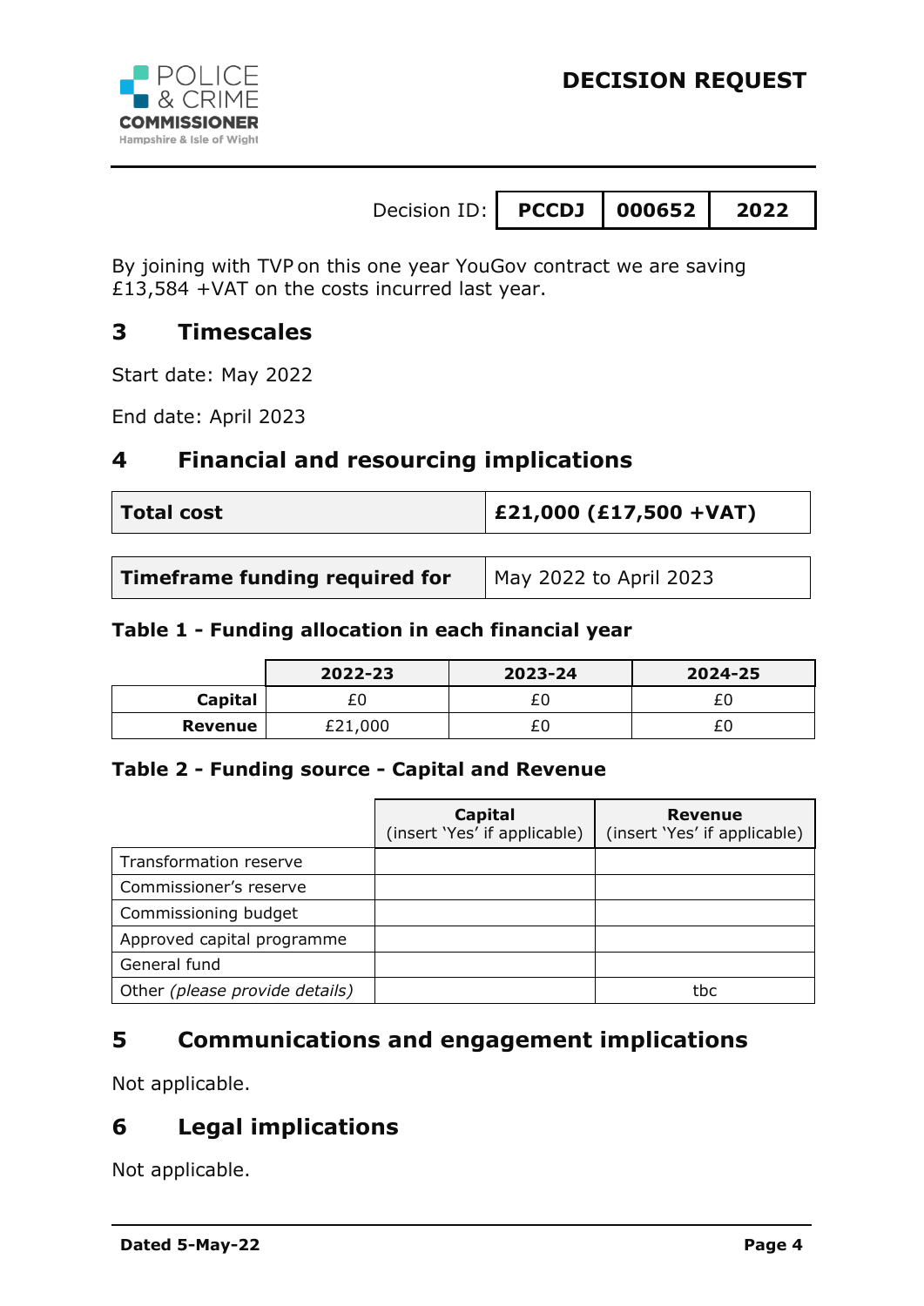By joining with TVP on this one year YouGov contract we are saving £13,584 +VAT on the costs incurred last year.

## 3 Timescales

Start date: May 2022

End date: April 2023

## 4 Financial and resourcing implications

| **Total cost** | **£21,000 (£17,500 +VAT)** |
|---|---|

| **Timeframe funding required for** | May 2022 to April 2023 |
|---|---|

**Table 1 - Funding allocation in each financial year**

| | 2022-23 | 2023-24 | 2024-25 |
|---|---|---|---|
| **Capital** | £0 | £0 | £0 |
| **Revenue** | £21,000 | £0 | £0 |

**Table 2 - Funding source - Capital and Revenue**

| | **Capital** (insert 'Yes' if applicable) | **Revenue** (insert 'Yes' if applicable) |
|---|---|---|
| Transformation reserve | | |
| Commissioner's reserve | | |
| Commissioning budget | | |
| Approved capital programme | | |
| General fund | | |
| Other *(please provide details)* | | tbc |

## 5 Communications and engagement implications

Not applicable.

## 6 Legal implications

Not applicable.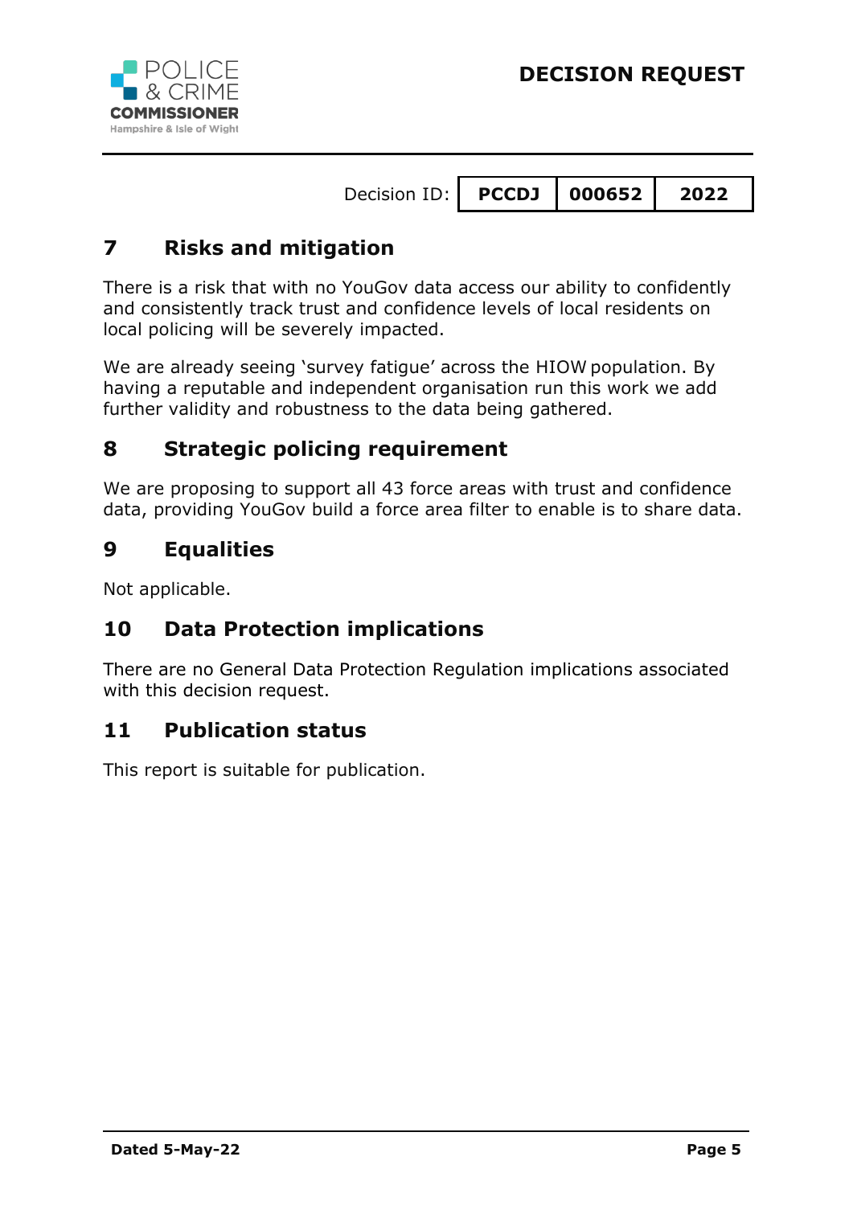## 7 Risks and mitigation

There is a risk that with no YouGov data access our ability to confidently and consistently track trust and confidence levels of local residents on local policing will be severely impacted.

We are already seeing 'survey fatigue' across the HIOW population. By having a reputable and independent organisation run this work we add further validity and robustness to the data being gathered.

## 8 Strategic policing requirement

We are proposing to support all 43 force areas with trust and confidence data, providing YouGov build a force area filter to enable is to share data.

## 9 Equalities

Not applicable.

## 10 Data Protection implications

There are no General Data Protection Regulation implications associated with this decision request.

## 11 Publication status

This report is suitable for publication.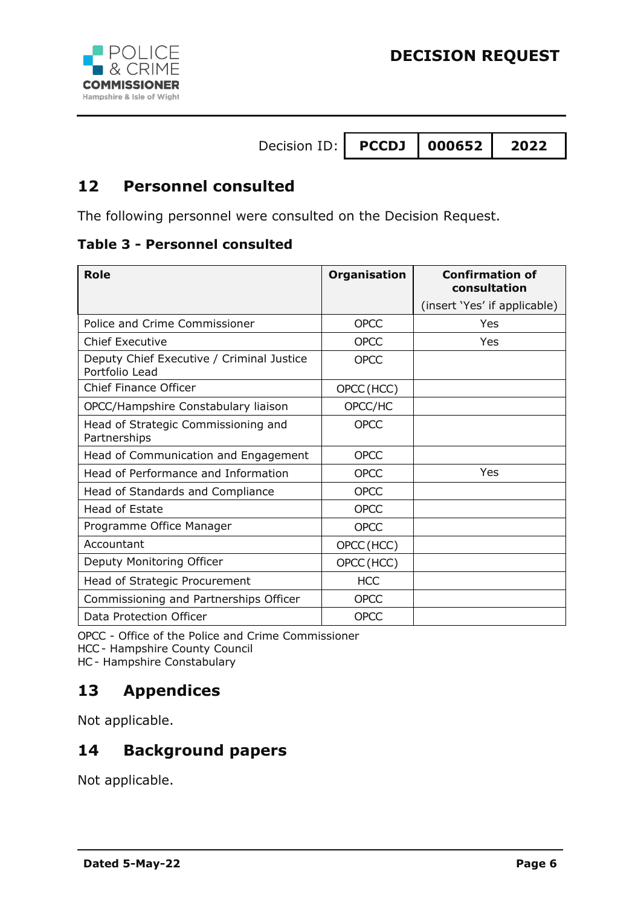# DECISION REQUEST

Decision ID: | PCCDJ | 000652 | 2022 |

## 12 Personnel consulted

The following personnel were consulted on the Decision Request.

### Table 3 - Personnel consulted

| Role | Organisation | Confirmation of consultation (insert 'Yes' if applicable) |
|---|---|---|
| Police and Crime Commissioner | OPCC | Yes |
| Chief Executive | OPCC | Yes |
| Deputy Chief Executive / Criminal Justice Portfolio Lead | OPCC | |
| Chief Finance Officer | OPCC (HCC) | |
| OPCC/Hampshire Constabulary liaison | OPCC/HC | |
| Head of Strategic Commissioning and Partnerships | OPCC | |
| Head of Communication and Engagement | OPCC | |
| Head of Performance and Information | OPCC | Yes |
| Head of Standards and Compliance | OPCC | |
| Head of Estate | OPCC | |
| Programme Office Manager | OPCC | |
| Accountant | OPCC (HCC) | |
| Deputy Monitoring Officer | OPCC (HCC) | |
| Head of Strategic Procurement | HCC | |
| Commissioning and Partnerships Officer | OPCC | |
| Data Protection Officer | OPCC | |

OPCC - Office of the Police and Crime Commissioner
HCC - Hampshire County Council
HC - Hampshire Constabulary

## 13 Appendices

Not applicable.

## 14 Background papers

Not applicable.

**Dated 5-May-22**